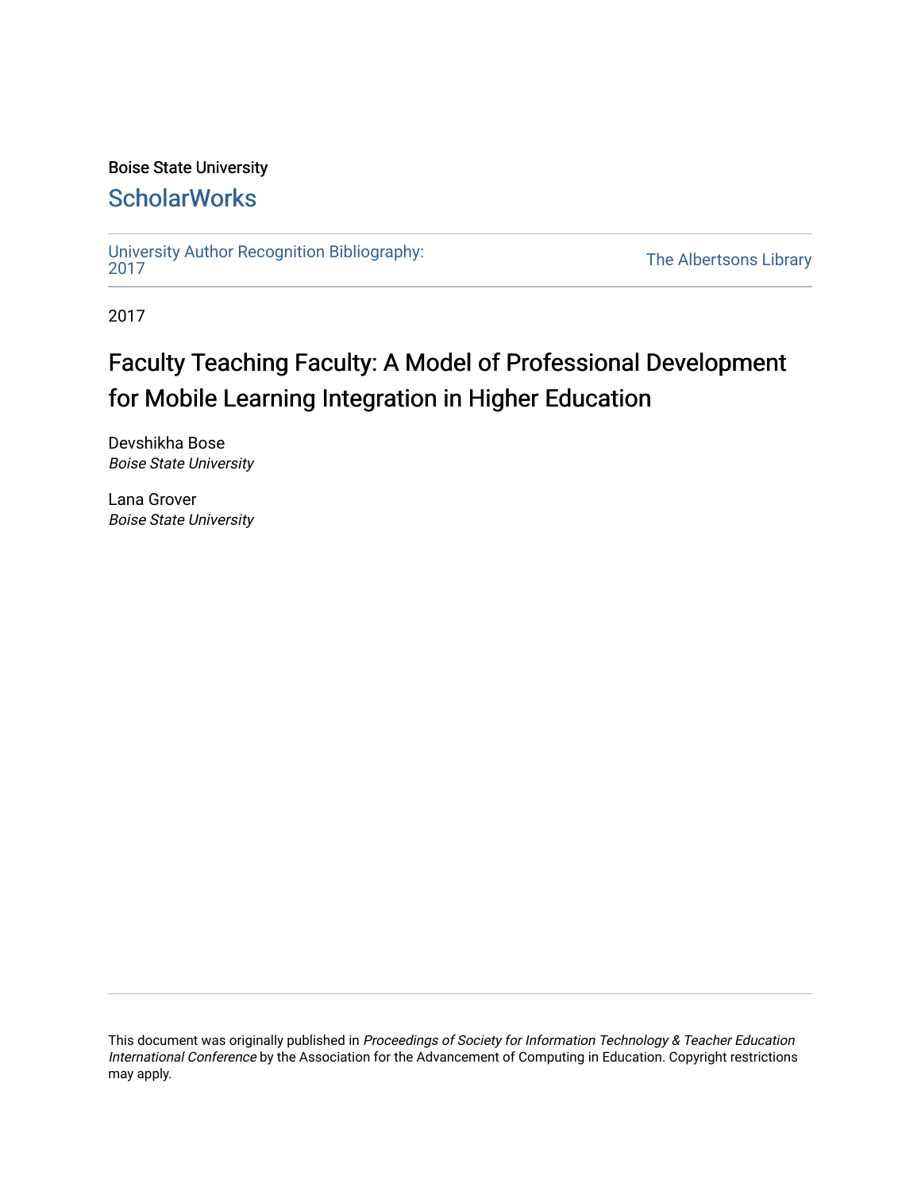Boise State University

## ScholarWorks

University Author Recognition Bibliography: 2017

The Albertsons Library

2017

# Faculty Teaching Faculty: A Model of Professional Development for Mobile Learning Integration in Higher Education

Devshikha Bose
*Boise State University*

Lana Grover
*Boise State University*

This document was originally published in *Proceedings of Society for Information Technology & Teacher Education International Conference* by the Association for the Advancement of Computing in Education. Copyright restrictions may apply.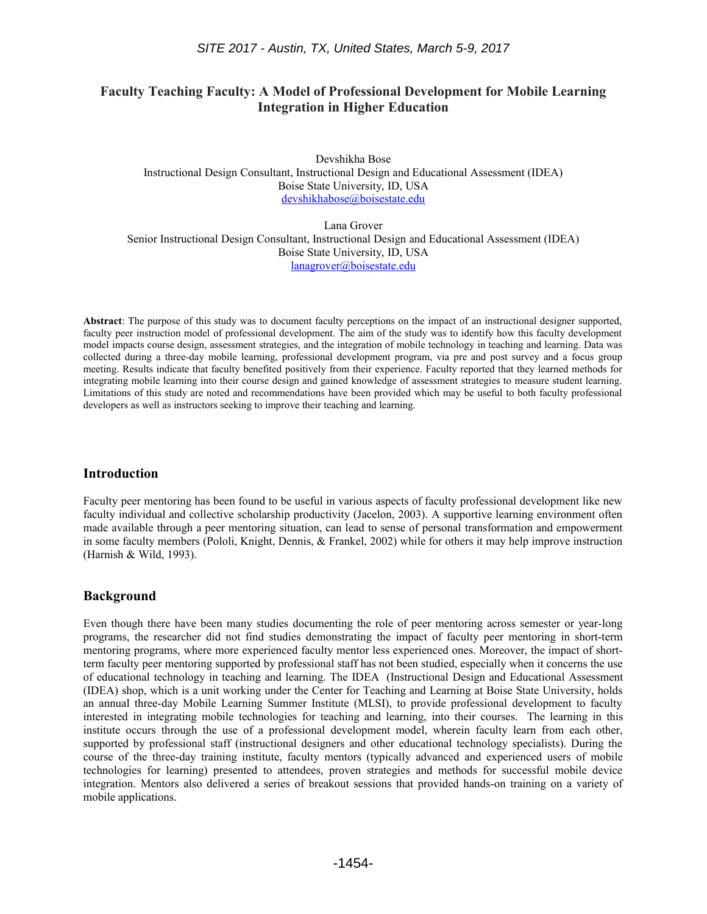# Faculty Teaching Faculty: A Model of Professional Development for Mobile Learning Integration in Higher Education

Devshikha Bose
Instructional Design Consultant, Instructional Design and Educational Assessment (IDEA)
Boise State University, ID, USA
devshikhabose@boisestate.edu

Lana Grover
Senior Instructional Design Consultant, Instructional Design and Educational Assessment (IDEA)
Boise State University, ID, USA
lanagrover@boisestate.edu

**Abstract**: The purpose of this study was to document faculty perceptions on the impact of an instructional designer supported, faculty peer instruction model of professional development. The aim of the study was to identify how this faculty development model impacts course design, assessment strategies, and the integration of mobile technology in teaching and learning. Data was collected during a three-day mobile learning, professional development program, via pre and post survey and a focus group meeting. Results indicate that faculty benefited positively from their experience. Faculty reported that they learned methods for integrating mobile learning into their course design and gained knowledge of assessment strategies to measure student learning. Limitations of this study are noted and recommendations have been provided which may be useful to both faculty professional developers as well as instructors seeking to improve their teaching and learning.

## Introduction

Faculty peer mentoring has been found to be useful in various aspects of faculty professional development like new faculty individual and collective scholarship productivity (Jacelon, 2003). A supportive learning environment often made available through a peer mentoring situation, can lead to sense of personal transformation and empowerment in some faculty members (Pololi, Knight, Dennis, & Frankel, 2002) while for others it may help improve instruction (Harnish & Wild, 1993).

## Background

Even though there have been many studies documenting the role of peer mentoring across semester or year-long programs, the researcher did not find studies demonstrating the impact of faculty peer mentoring in short-term mentoring programs, where more experienced faculty mentor less experienced ones. Moreover, the impact of short-term faculty peer mentoring supported by professional staff has not been studied, especially when it concerns the use of educational technology in teaching and learning. The IDEA (Instructional Design and Educational Assessment (IDEA) shop, which is a unit working under the Center for Teaching and Learning at Boise State University, holds an annual three-day Mobile Learning Summer Institute (MLSI), to provide professional development to faculty interested in integrating mobile technologies for teaching and learning, into their courses. The learning in this institute occurs through the use of a professional development model, wherein faculty learn from each other, supported by professional staff (instructional designers and other educational technology specialists). During the course of the three-day training institute, faculty mentors (typically advanced and experienced users of mobile technologies for learning) presented to attendees, proven strategies and methods for successful mobile device integration. Mentors also delivered a series of breakout sessions that provided hands-on training on a variety of mobile applications.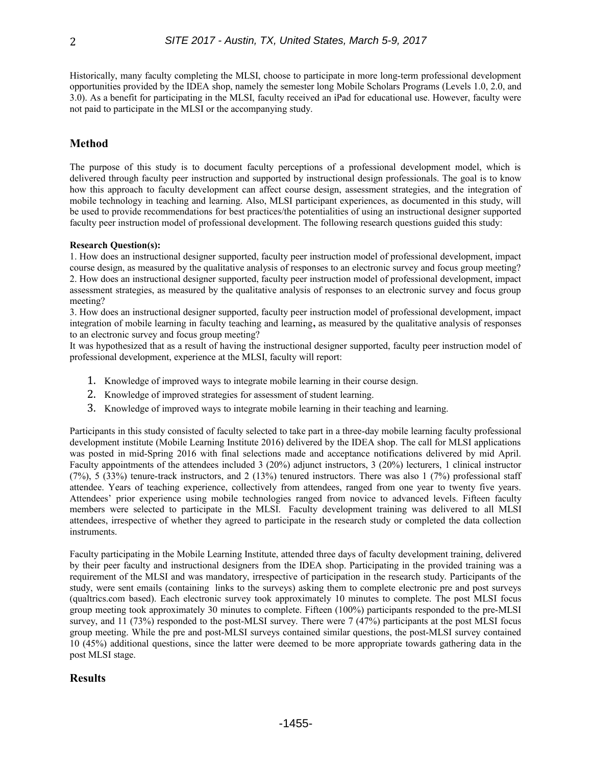Historically, many faculty completing the MLSI, choose to participate in more long-term professional development opportunities provided by the IDEA shop, namely the semester long Mobile Scholars Programs (Levels 1.0, 2.0, and 3.0). As a benefit for participating in the MLSI, faculty received an iPad for educational use. However, faculty were not paid to participate in the MLSI or the accompanying study.

## Method

The purpose of this study is to document faculty perceptions of a professional development model, which is delivered through faculty peer instruction and supported by instructional design professionals. The goal is to know how this approach to faculty development can affect course design, assessment strategies, and the integration of mobile technology in teaching and learning. Also, MLSI participant experiences, as documented in this study, will be used to provide recommendations for best practices/the potentialities of using an instructional designer supported faculty peer instruction model of professional development. The following research questions guided this study:

**Research Question(s):**

1. How does an instructional designer supported, faculty peer instruction model of professional development, impact course design, as measured by the qualitative analysis of responses to an electronic survey and focus group meeting?
2. How does an instructional designer supported, faculty peer instruction model of professional development, impact assessment strategies, as measured by the qualitative analysis of responses to an electronic survey and focus group meeting?
3. How does an instructional designer supported, faculty peer instruction model of professional development, impact integration of mobile learning in faculty teaching and learning**,** as measured by the qualitative analysis of responses to an electronic survey and focus group meeting?

It was hypothesized that as a result of having the instructional designer supported, faculty peer instruction model of professional development, experience at the MLSI, faculty will report:

1. Knowledge of improved ways to integrate mobile learning in their course design.
2. Knowledge of improved strategies for assessment of student learning.
3. Knowledge of improved ways to integrate mobile learning in their teaching and learning.

Participants in this study consisted of faculty selected to take part in a three-day mobile learning faculty professional development institute (Mobile Learning Institute 2016) delivered by the IDEA shop. The call for MLSI applications was posted in mid-Spring 2016 with final selections made and acceptance notifications delivered by mid April. Faculty appointments of the attendees included 3 (20%) adjunct instructors, 3 (20%) lecturers, 1 clinical instructor (7%), 5 (33%) tenure-track instructors, and 2 (13%) tenured instructors. There was also 1 (7%) professional staff attendee. Years of teaching experience, collectively from attendees, ranged from one year to twenty five years. Attendees' prior experience using mobile technologies ranged from novice to advanced levels. Fifteen faculty members were selected to participate in the MLSI. Faculty development training was delivered to all MLSI attendees, irrespective of whether they agreed to participate in the research study or completed the data collection instruments.

Faculty participating in the Mobile Learning Institute, attended three days of faculty development training, delivered by their peer faculty and instructional designers from the IDEA shop. Participating in the provided training was a requirement of the MLSI and was mandatory, irrespective of participation in the research study. Participants of the study, were sent emails (containing links to the surveys) asking them to complete electronic pre and post surveys (qualtrics.com based). Each electronic survey took approximately 10 minutes to complete. The post MLSI focus group meeting took approximately 30 minutes to complete. Fifteen (100%) participants responded to the pre-MLSI survey, and 11 (73%) responded to the post-MLSI survey. There were 7 (47%) participants at the post MLSI focus group meeting. While the pre and post-MLSI surveys contained similar questions, the post-MLSI survey contained 10 (45%) additional questions, since the latter were deemed to be more appropriate towards gathering data in the post MLSI stage.

## Results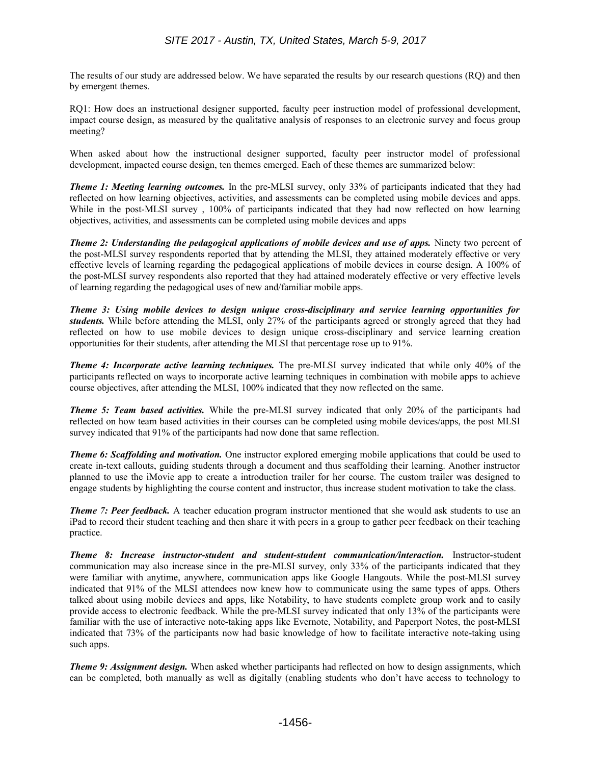The results of our study are addressed below. We have separated the results by our research questions (RQ) and then by emergent themes.

RQ1: How does an instructional designer supported, faculty peer instruction model of professional development, impact course design, as measured by the qualitative analysis of responses to an electronic survey and focus group meeting?

When asked about how the instructional designer supported, faculty peer instructor model of professional development, impacted course design, ten themes emerged. Each of these themes are summarized below:

***Theme 1: Meeting learning outcomes.*** In the pre-MLSI survey, only 33% of participants indicated that they had reflected on how learning objectives, activities, and assessments can be completed using mobile devices and apps. While in the post-MLSI survey , 100% of participants indicated that they had now reflected on how learning objectives, activities, and assessments can be completed using mobile devices and apps

***Theme 2: Understanding the pedagogical applications of mobile devices and use of apps.*** Ninety two percent of the post-MLSI survey respondents reported that by attending the MLSI, they attained moderately effective or very effective levels of learning regarding the pedagogical applications of mobile devices in course design. A 100% of the post-MLSI survey respondents also reported that they had attained moderately effective or very effective levels of learning regarding the pedagogical uses of new and/familiar mobile apps.

***Theme 3: Using mobile devices to design unique cross-disciplinary and service learning opportunities for students.*** While before attending the MLSI, only 27% of the participants agreed or strongly agreed that they had reflected on how to use mobile devices to design unique cross-disciplinary and service learning creation opportunities for their students, after attending the MLSI that percentage rose up to 91%.

***Theme 4: Incorporate active learning techniques.*** The pre-MLSI survey indicated that while only 40% of the participants reflected on ways to incorporate active learning techniques in combination with mobile apps to achieve course objectives, after attending the MLSI, 100% indicated that they now reflected on the same.

***Theme 5: Team based activities.*** While the pre-MLSI survey indicated that only 20% of the participants had reflected on how team based activities in their courses can be completed using mobile devices/apps, the post MLSI survey indicated that 91% of the participants had now done that same reflection.

***Theme 6: Scaffolding and motivation.*** One instructor explored emerging mobile applications that could be used to create in-text callouts, guiding students through a document and thus scaffolding their learning. Another instructor planned to use the iMovie app to create a introduction trailer for her course. The custom trailer was designed to engage students by highlighting the course content and instructor, thus increase student motivation to take the class.

***Theme 7: Peer feedback.*** A teacher education program instructor mentioned that she would ask students to use an iPad to record their student teaching and then share it with peers in a group to gather peer feedback on their teaching practice.

***Theme 8: Increase instructor-student and student-student communication/interaction.*** Instructor-student communication may also increase since in the pre-MLSI survey, only 33% of the participants indicated that they were familiar with anytime, anywhere, communication apps like Google Hangouts. While the post-MLSI survey indicated that 91% of the MLSI attendees now knew how to communicate using the same types of apps. Others talked about using mobile devices and apps, like Notability, to have students complete group work and to easily provide access to electronic feedback. While the pre-MLSI survey indicated that only 13% of the participants were familiar with the use of interactive note-taking apps like Evernote, Notability, and Paperport Notes, the post-MLSI indicated that 73% of the participants now had basic knowledge of how to facilitate interactive note-taking using such apps.

***Theme 9: Assignment design.*** When asked whether participants had reflected on how to design assignments, which can be completed, both manually as well as digitally (enabling students who don't have access to technology to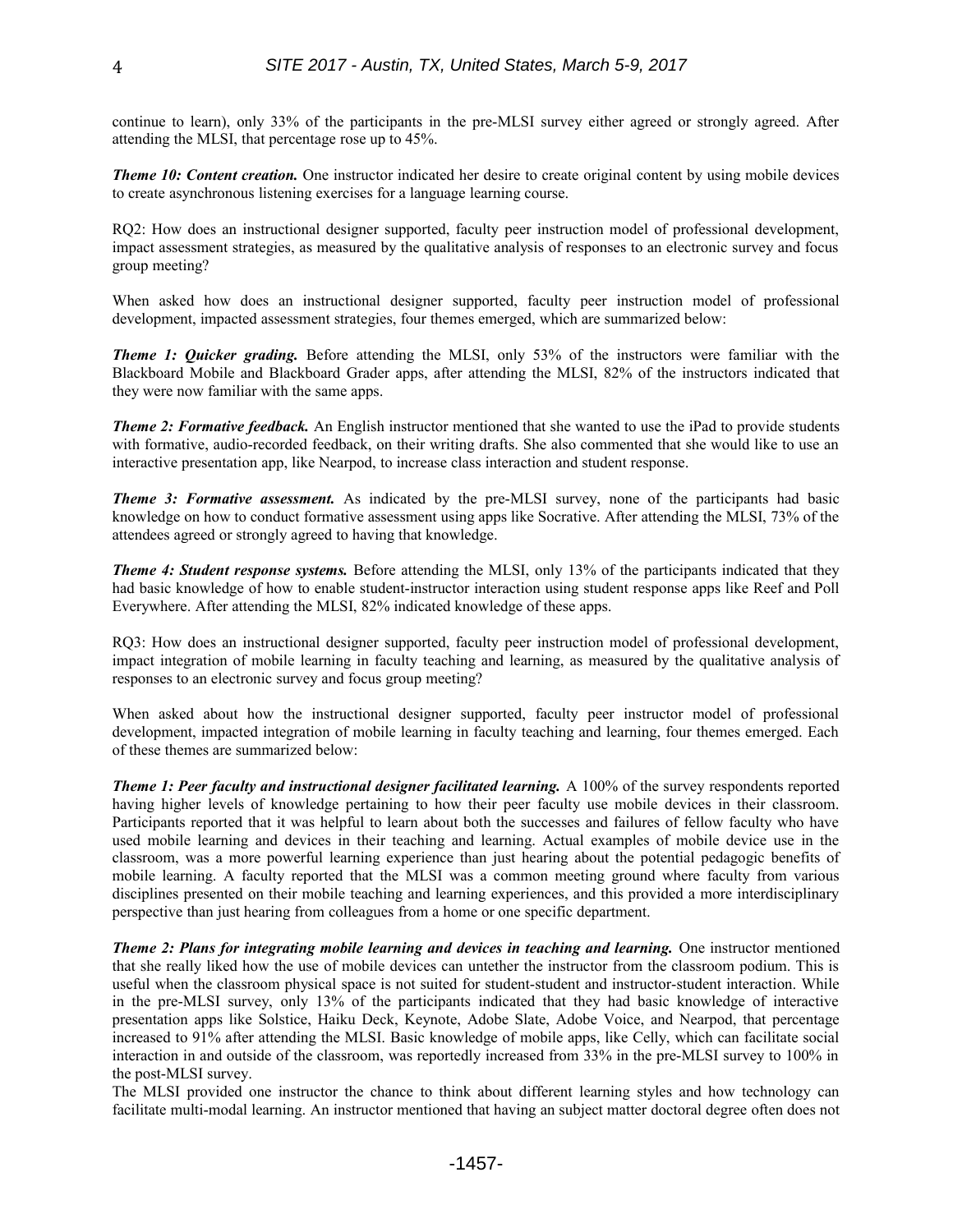continue to learn), only 33% of the participants in the pre-MLSI survey either agreed or strongly agreed. After attending the MLSI, that percentage rose up to 45%.

***Theme 10: Content creation.*** One instructor indicated her desire to create original content by using mobile devices to create asynchronous listening exercises for a language learning course.

RQ2: How does an instructional designer supported, faculty peer instruction model of professional development, impact assessment strategies, as measured by the qualitative analysis of responses to an electronic survey and focus group meeting?

When asked how does an instructional designer supported, faculty peer instruction model of professional development, impacted assessment strategies, four themes emerged, which are summarized below:

***Theme 1: Quicker grading.*** Before attending the MLSI, only 53% of the instructors were familiar with the Blackboard Mobile and Blackboard Grader apps, after attending the MLSI, 82% of the instructors indicated that they were now familiar with the same apps.

***Theme 2: Formative feedback.*** An English instructor mentioned that she wanted to use the iPad to provide students with formative, audio-recorded feedback, on their writing drafts. She also commented that she would like to use an interactive presentation app, like Nearpod, to increase class interaction and student response.

***Theme 3: Formative assessment.*** As indicated by the pre-MLSI survey, none of the participants had basic knowledge on how to conduct formative assessment using apps like Socrative. After attending the MLSI, 73% of the attendees agreed or strongly agreed to having that knowledge.

***Theme 4: Student response systems.*** Before attending the MLSI, only 13% of the participants indicated that they had basic knowledge of how to enable student-instructor interaction using student response apps like Reef and Poll Everywhere. After attending the MLSI, 82% indicated knowledge of these apps.

RQ3: How does an instructional designer supported, faculty peer instruction model of professional development, impact integration of mobile learning in faculty teaching and learning, as measured by the qualitative analysis of responses to an electronic survey and focus group meeting?

When asked about how the instructional designer supported, faculty peer instructor model of professional development, impacted integration of mobile learning in faculty teaching and learning, four themes emerged. Each of these themes are summarized below:

***Theme 1: Peer faculty and instructional designer facilitated learning.*** A 100% of the survey respondents reported having higher levels of knowledge pertaining to how their peer faculty use mobile devices in their classroom. Participants reported that it was helpful to learn about both the successes and failures of fellow faculty who have used mobile learning and devices in their teaching and learning. Actual examples of mobile device use in the classroom, was a more powerful learning experience than just hearing about the potential pedagogic benefits of mobile learning. A faculty reported that the MLSI was a common meeting ground where faculty from various disciplines presented on their mobile teaching and learning experiences, and this provided a more interdisciplinary perspective than just hearing from colleagues from a home or one specific department.

***Theme 2: Plans for integrating mobile learning and devices in teaching and learning.*** One instructor mentioned that she really liked how the use of mobile devices can untether the instructor from the classroom podium. This is useful when the classroom physical space is not suited for student-student and instructor-student interaction. While in the pre-MLSI survey, only 13% of the participants indicated that they had basic knowledge of interactive presentation apps like Solstice, Haiku Deck, Keynote, Adobe Slate, Adobe Voice, and Nearpod, that percentage increased to 91% after attending the MLSI. Basic knowledge of mobile apps, like Celly, which can facilitate social interaction in and outside of the classroom, was reportedly increased from 33% in the pre-MLSI survey to 100% in the post-MLSI survey.

The MLSI provided one instructor the chance to think about different learning styles and how technology can facilitate multi-modal learning. An instructor mentioned that having an subject matter doctoral degree often does not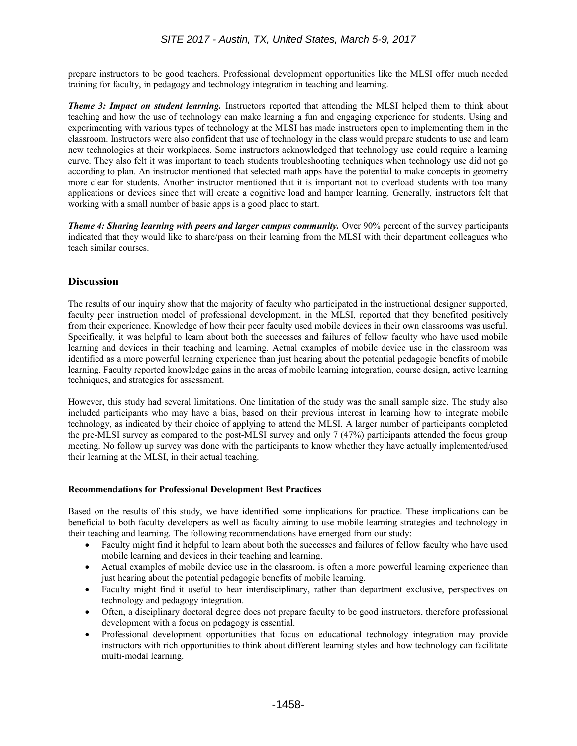prepare instructors to be good teachers. Professional development opportunities like the MLSI offer much needed training for faculty, in pedagogy and technology integration in teaching and learning.

***Theme 3: Impact on student learning.*** Instructors reported that attending the MLSI helped them to think about teaching and how the use of technology can make learning a fun and engaging experience for students. Using and experimenting with various types of technology at the MLSI has made instructors open to implementing them in the classroom. Instructors were also confident that use of technology in the class would prepare students to use and learn new technologies at their workplaces. Some instructors acknowledged that technology use could require a learning curve. They also felt it was important to teach students troubleshooting techniques when technology use did not go according to plan. An instructor mentioned that selected math apps have the potential to make concepts in geometry more clear for students. Another instructor mentioned that it is important not to overload students with too many applications or devices since that will create a cognitive load and hamper learning. Generally, instructors felt that working with a small number of basic apps is a good place to start.

***Theme 4: Sharing learning with peers and larger campus community.*** Over 90% percent of the survey participants indicated that they would like to share/pass on their learning from the MLSI with their department colleagues who teach similar courses.

## Discussion

The results of our inquiry show that the majority of faculty who participated in the instructional designer supported, faculty peer instruction model of professional development, in the MLSI, reported that they benefited positively from their experience. Knowledge of how their peer faculty used mobile devices in their own classrooms was useful. Specifically, it was helpful to learn about both the successes and failures of fellow faculty who have used mobile learning and devices in their teaching and learning. Actual examples of mobile device use in the classroom was identified as a more powerful learning experience than just hearing about the potential pedagogic benefits of mobile learning. Faculty reported knowledge gains in the areas of mobile learning integration, course design, active learning techniques, and strategies for assessment.

However, this study had several limitations. One limitation of the study was the small sample size. The study also included participants who may have a bias, based on their previous interest in learning how to integrate mobile technology, as indicated by their choice of applying to attend the MLSI. A larger number of participants completed the pre-MLSI survey as compared to the post-MLSI survey and only 7 (47%) participants attended the focus group meeting. No follow up survey was done with the participants to know whether they have actually implemented/used their learning at the MLSI, in their actual teaching.

#### Recommendations for Professional Development Best Practices

Based on the results of this study, we have identified some implications for practice. These implications can be beneficial to both faculty developers as well as faculty aiming to use mobile learning strategies and technology in their teaching and learning. The following recommendations have emerged from our study:

- Faculty might find it helpful to learn about both the successes and failures of fellow faculty who have used mobile learning and devices in their teaching and learning.
- Actual examples of mobile device use in the classroom, is often a more powerful learning experience than just hearing about the potential pedagogic benefits of mobile learning.
- Faculty might find it useful to hear interdisciplinary, rather than department exclusive, perspectives on technology and pedagogy integration.
- Often, a disciplinary doctoral degree does not prepare faculty to be good instructors, therefore professional development with a focus on pedagogy is essential.
- Professional development opportunities that focus on educational technology integration may provide instructors with rich opportunities to think about different learning styles and how technology can facilitate multi-modal learning.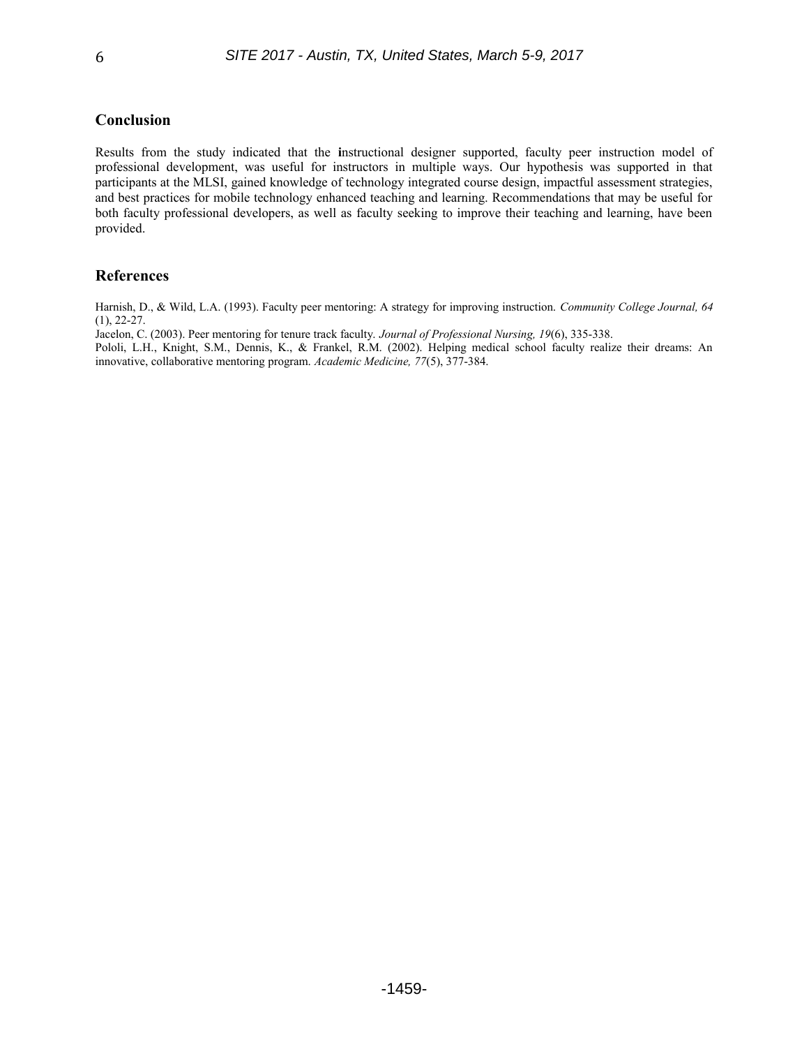## Conclusion

Results from the study indicated that the **i**nstructional designer supported, faculty peer instruction model of professional development, was useful for instructors in multiple ways. Our hypothesis was supported in that participants at the MLSI, gained knowledge of technology integrated course design, impactful assessment strategies, and best practices for mobile technology enhanced teaching and learning. Recommendations that may be useful for both faculty professional developers, as well as faculty seeking to improve their teaching and learning, have been provided.

## References

Harnish, D., & Wild, L.A. (1993). Faculty peer mentoring: A strategy for improving instruction. *Community College Journal, 64* (1), 22-27.

Jacelon, C. (2003). Peer mentoring for tenure track faculty. *Journal of Professional Nursing, 19*(6), 335-338.

Pololi, L.H., Knight, S.M., Dennis, K., & Frankel, R.M. (2002). Helping medical school faculty realize their dreams: An innovative, collaborative mentoring program. *Academic Medicine, 77*(5), 377-384.